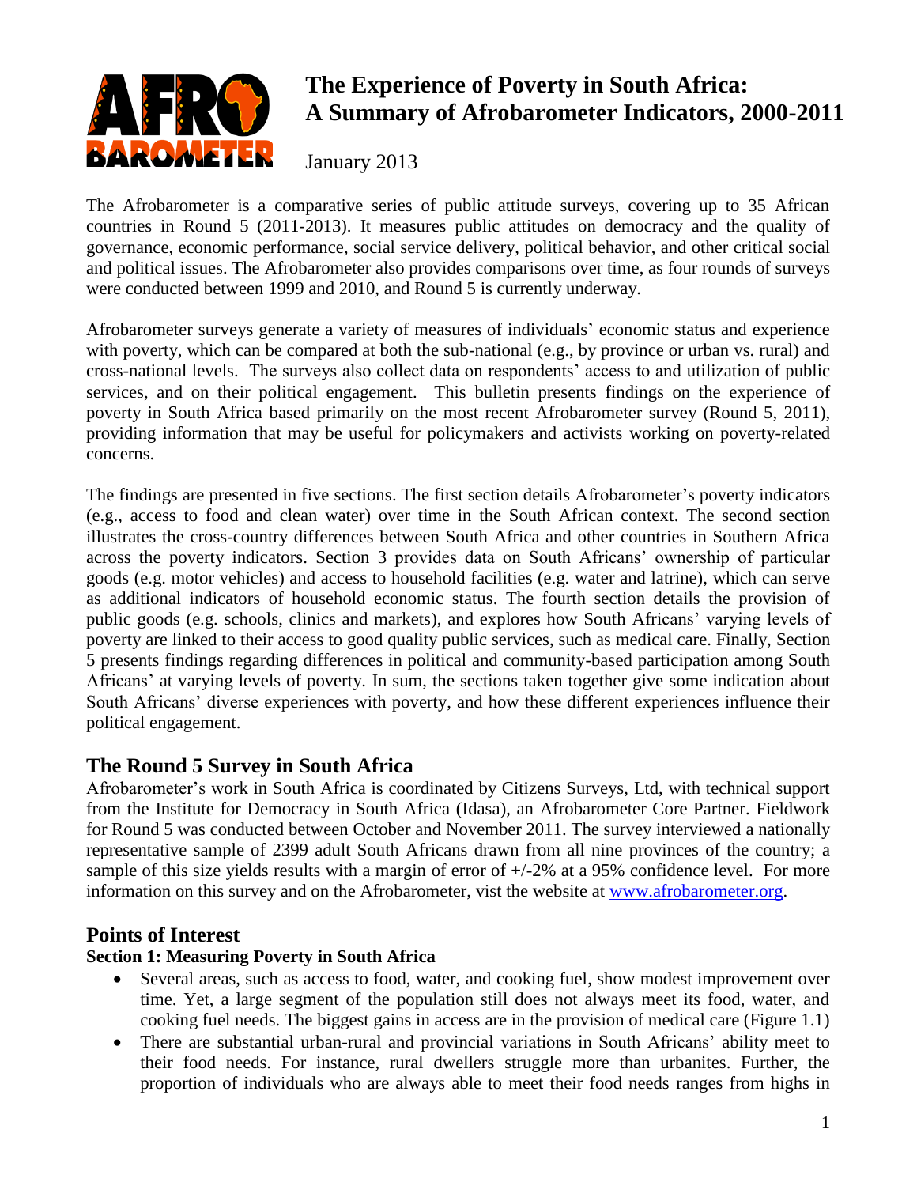# The Experience of Poverty in South Africa: A Summary of Afrobarometer Indicators, 2000-2011

January 2013

The Afrobarometer is a comparative series of public attitude surveys, covering up to 35 African countries in Round 5 (2011-2013). It measures public attitudes on democracy and the quality of governance, economic performance, social service delivery, political behavior, and other critical social and political issues. The Afrobarometer also provides comparisons over time, as four rounds of surveys were conducted between 1999 and 2010, and Round 5 is currently underway.

Afrobarometer surveys generate a variety of measures of individuals' economic status and experience with poverty, which can be compared at both the sub-national (e.g., by province or urban vs. rural) and cross-national levels. The surveys also collect data on respondents' access to and utilization of public services, and on their political engagement. This bulletin presents findings on the experience of poverty in South Africa based primarily on the most recent Afrobarometer survey (Round 5, 2011), providing information that may be useful for policymakers and activists working on poverty-related concerns.

The findings are presented in five sections. The first section details Afrobarometer's poverty indicators (e.g., access to food and clean water) over time in the South African context. The second section illustrates the cross-country differences between South Africa and other countries in Southern Africa across the poverty indicators. Section 3 provides data on South Africans' ownership of particular goods (e.g. motor vehicles) and access to household facilities (e.g. water and latrine), which can serve as additional indicators of household economic status. The fourth section details the provision of public goods (e.g. schools, clinics and markets), and explores how South Africans' varying levels of poverty are linked to their access to good quality public services, such as medical care. Finally, Section 5 presents findings regarding differences in political and community-based participation among South Africans' at varying levels of poverty. In sum, the sections taken together give some indication about South Africans' diverse experiences with poverty, and how these different experiences influence their political engagement.

## The Round 5 Survey in South Africa

Afrobarometer's work in South Africa is coordinated by Citizens Surveys, Ltd, with technical support from the Institute for Democracy in South Africa (Idasa), an Afrobarometer Core Partner. Fieldwork for Round 5 was conducted between October and November 2011. The survey interviewed a nationally representative sample of 2399 adult South Africans drawn from all nine provinces of the country; a sample of this size yields results with a margin of error of +/-2% at a 95% confidence level. For more information on this survey and on the Afrobarometer, vist the website at [www.afrobarometer.org](http://www.afrobarometer.org).

## Points of Interest

### Section 1: Measuring Poverty in South Africa

- Several areas, such as access to food, water, and cooking fuel, show modest improvement over time. Yet, a large segment of the population still does not always meet its food, water, and cooking fuel needs. The biggest gains in access are in the provision of medical care (Figure 1.1)
- There are substantial urban-rural and provincial variations in South Africans' ability meet to their food needs. For instance, rural dwellers struggle more than urbanites. Further, the proportion of individuals who are always able to meet their food needs ranges from highs in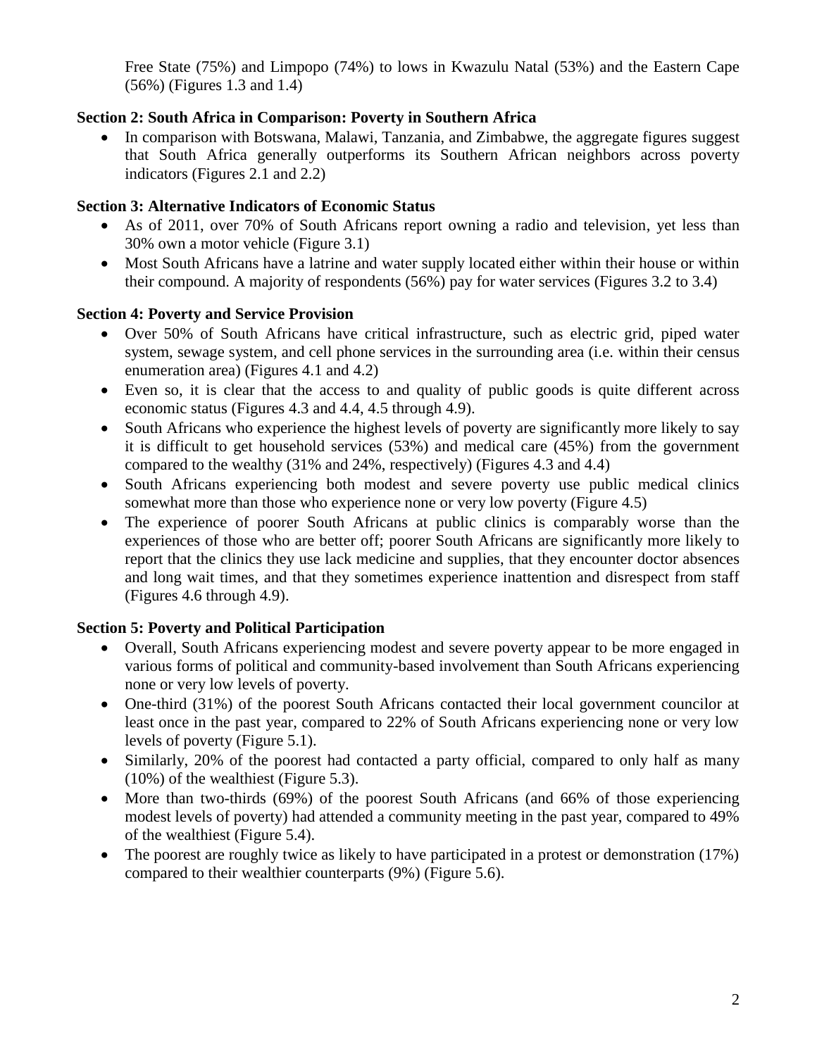Free State (75%) and Limpopo (74%) to lows in Kwazulu Natal (53%) and the Eastern Cape (56%) (Figures 1.3 and 1.4)

**Section 2: South Africa in Comparison: Poverty in Southern Africa**

- In comparison with Botswana, Malawi, Tanzania, and Zimbabwe, the aggregate figures suggest that South Africa generally outperforms its Southern African neighbors across poverty indicators (Figures 2.1 and 2.2)

**Section 3: Alternative Indicators of Economic Status**

- As of 2011, over 70% of South Africans report owning a radio and television, yet less than 30% own a motor vehicle (Figure 3.1)
- Most South Africans have a latrine and water supply located either within their house or within their compound. A majority of respondents (56%) pay for water services (Figures 3.2 to 3.4)

**Section 4: Poverty and Service Provision**

- Over 50% of South Africans have critical infrastructure, such as electric grid, piped water system, sewage system, and cell phone services in the surrounding area (i.e. within their census enumeration area) (Figures 4.1 and 4.2)
- Even so, it is clear that the access to and quality of public goods is quite different across economic status (Figures 4.3 and 4.4, 4.5 through 4.9).
- South Africans who experience the highest levels of poverty are significantly more likely to say it is difficult to get household services (53%) and medical care (45%) from the government compared to the wealthy (31% and 24%, respectively) (Figures 4.3 and 4.4)
- South Africans experiencing both modest and severe poverty use public medical clinics somewhat more than those who experience none or very low poverty (Figure 4.5)
- The experience of poorer South Africans at public clinics is comparably worse than the experiences of those who are better off; poorer South Africans are significantly more likely to report that the clinics they use lack medicine and supplies, that they encounter doctor absences and long wait times, and that they sometimes experience inattention and disrespect from staff (Figures 4.6 through 4.9).

**Section 5: Poverty and Political Participation**

- Overall, South Africans experiencing modest and severe poverty appear to be more engaged in various forms of political and community-based involvement than South Africans experiencing none or very low levels of poverty.
- One-third (31%) of the poorest South Africans contacted their local government councilor at least once in the past year, compared to 22% of South Africans experiencing none or very low levels of poverty (Figure 5.1).
- Similarly, 20% of the poorest had contacted a party official, compared to only half as many (10%) of the wealthiest (Figure 5.3).
- More than two-thirds (69%) of the poorest South Africans (and 66% of those experiencing modest levels of poverty) had attended a community meeting in the past year, compared to 49% of the wealthiest (Figure 5.4).
- The poorest are roughly twice as likely to have participated in a protest or demonstration (17%) compared to their wealthier counterparts (9%) (Figure 5.6).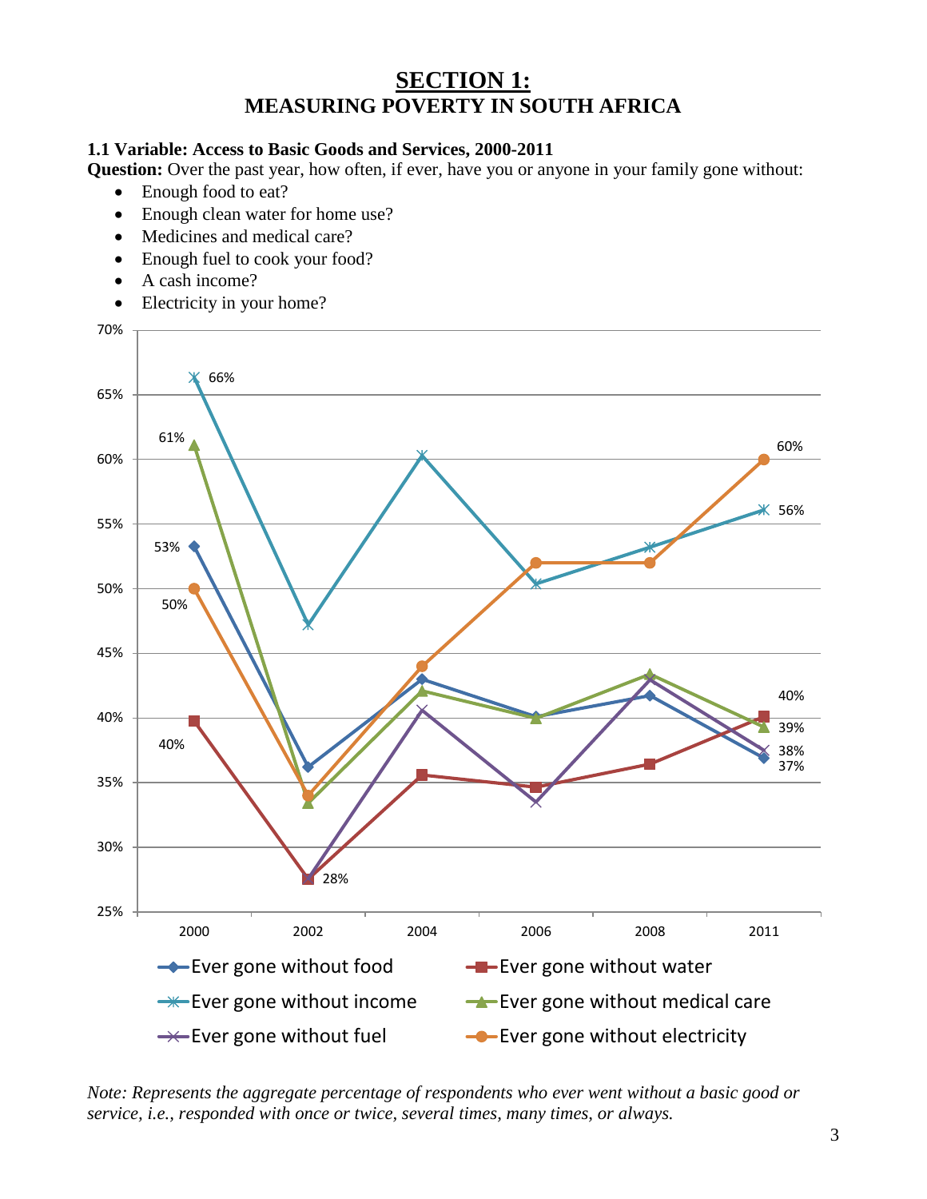# SECTION 1:
# MEASURING POVERTY IN SOUTH AFRICA

**1.1 Variable: Access to Basic Goods and Services, 2000-2011**

**Question:** Over the past year, how often, if ever, have you or anyone in your family gone without:

- Enough food to eat?
- Enough clean water for home use?
- Medicines and medical care?
- Enough fuel to cook your food?
- A cash income?
- Electricity in your home?

*Note: Represents the aggregate percentage of respondents who ever went without a basic good or service, i.e., responded with once or twice, several times, many times, or always.*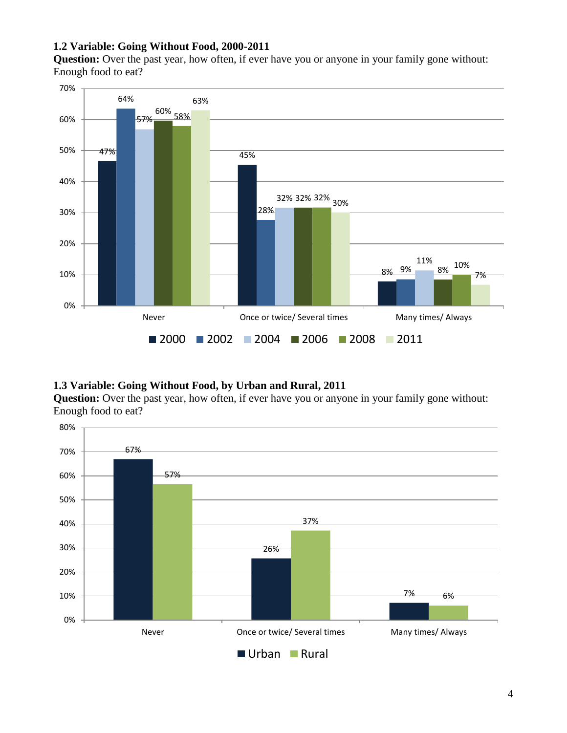**1.2 Variable: Going Without Food, 2000-2011**

**Question:** Over the past year, how often, if ever have you or anyone in your family gone without: Enough food to eat?

| | 2000 | 2002 | 2004 | 2006 | 2008 | 2011 |
|---|---|---|---|---|---|---|
| Never | 47% | 64% | 57% | 60% | 58% | 63% |
| Once or twice/ Several times | 45% | 28% | 32% | 32% | 32% | 30% |
| Many times/ Always | 8% | 9% | 11% | 8% | 10% | 7% |

**1.3 Variable: Going Without Food, by Urban and Rural, 2011**

**Question:** Over the past year, how often, if ever have you or anyone in your family gone without: Enough food to eat?

| | Urban | Rural |
|---|---|---|
| Never | 67% | 57% |
| Once or twice/ Several times | 26% | 37% |
| Many times/ Always | 7% | 6% |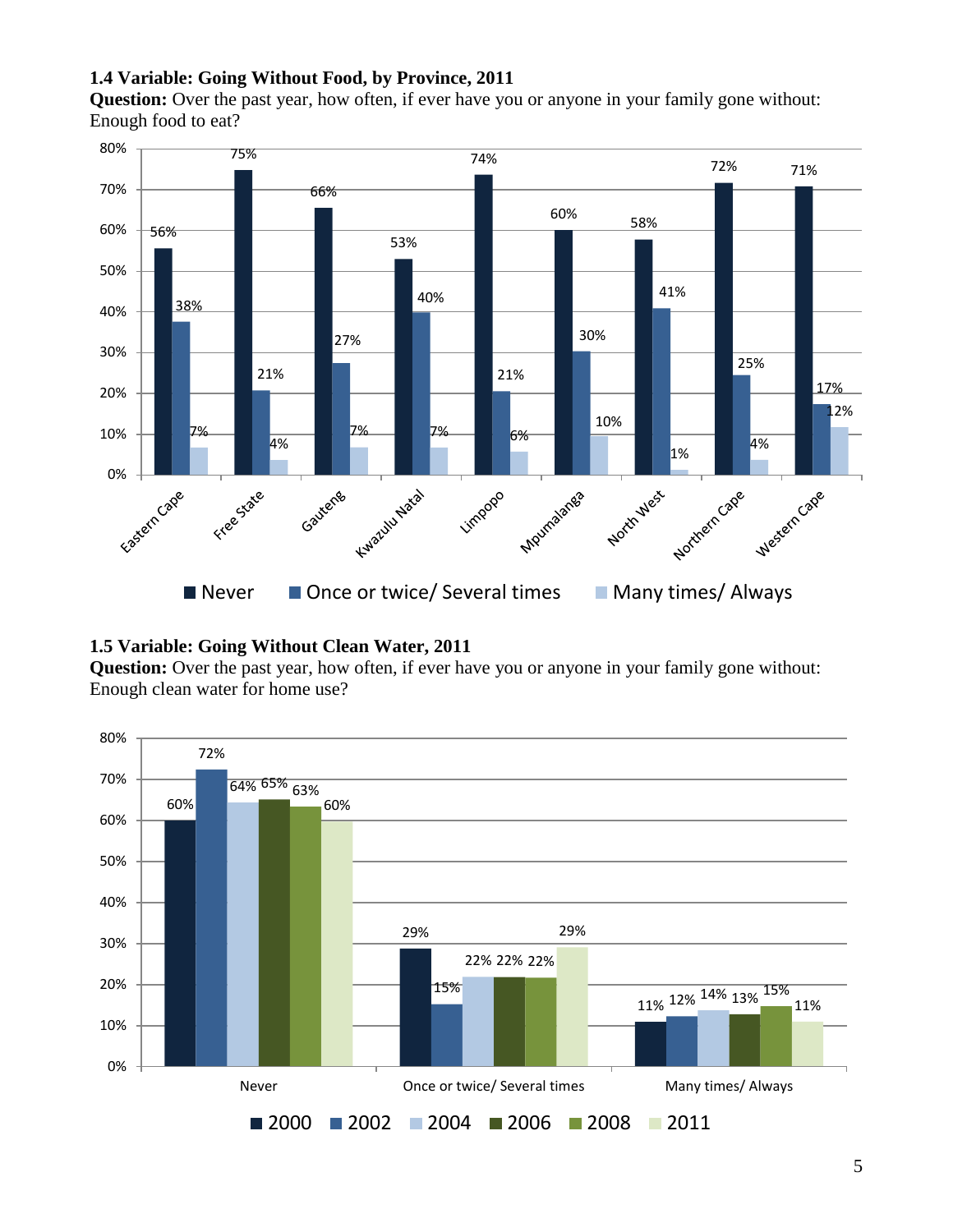**1.4 Variable: Going Without Food, by Province, 2011**

**Question:** Over the past year, how often, if ever have you or anyone in your family gone without: Enough food to eat?

| Province | Never | Once or twice/ Several times | Many times/ Always |
|---|---|---|---|
| Eastern Cape | 56% | 38% | 7% |
| Free State | 75% | 21% | 4% |
| Gauteng | 66% | 27% | 7% |
| Kwazulu Natal | 53% | 40% | 7% |
| Limpopo | 74% | 21% | 6% |
| Mpumalanga | 60% | 30% | 10% |
| North West | 58% | 41% | 1% |
| Northern Cape | 72% | 25% | 4% |
| Western Cape | 71% | 17% | 12% |

**1.5 Variable: Going Without Clean Water, 2011**

**Question:** Over the past year, how often, if ever have you or anyone in your family gone without: Enough clean water for home use?

| | 2000 | 2002 | 2004 | 2006 | 2008 | 2011 |
|---|---|---|---|---|---|---|
| Never | 60% | 72% | 64% | 65% | 63% | 60% |
| Once or twice/ Several times | 29% | 15% | 22% | 22% | 22% | 29% |
| Many times/ Always | 11% | 12% | 14% | 13% | 15% | 11% |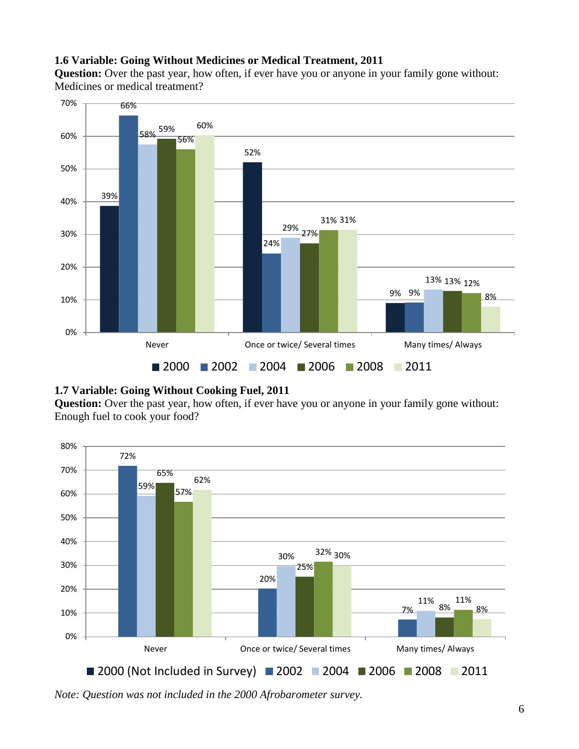**1.6 Variable: Going Without Medicines or Medical Treatment, 2011**
**Question:** Over the past year, how often, if ever have you or anyone in your family gone without: Medicines or medical treatment?

| | 2000 | 2002 | 2004 | 2006 | 2008 | 2011 |
|---|---|---|---|---|---|---|
| Never | 39% | 66% | 58% | 59% | 56% | 60% |
| Once or twice/ Several times | 52% | 24% | 29% | 27% | 31% | 31% |
| Many times/ Always | 9% | 9% | 13% | 13% | 12% | 8% |

**1.7 Variable: Going Without Cooking Fuel, 2011**
**Question:** Over the past year, how often, if ever have you or anyone in your family gone without: Enough fuel to cook your food?

| | 2000 (Not Included in Survey) | 2002 | 2004 | 2006 | 2008 | 2011 |
|---|---|---|---|---|---|---|
| Never | | 72% | 59% | 65% | 57% | 62% |
| Once or twice/ Several times | | 20% | 30% | 25% | 32% | 30% |
| Many times/ Always | | 7% | 11% | 8% | 11% | 8% |

*Note: Question was not included in the 2000 Afrobarometer survey.*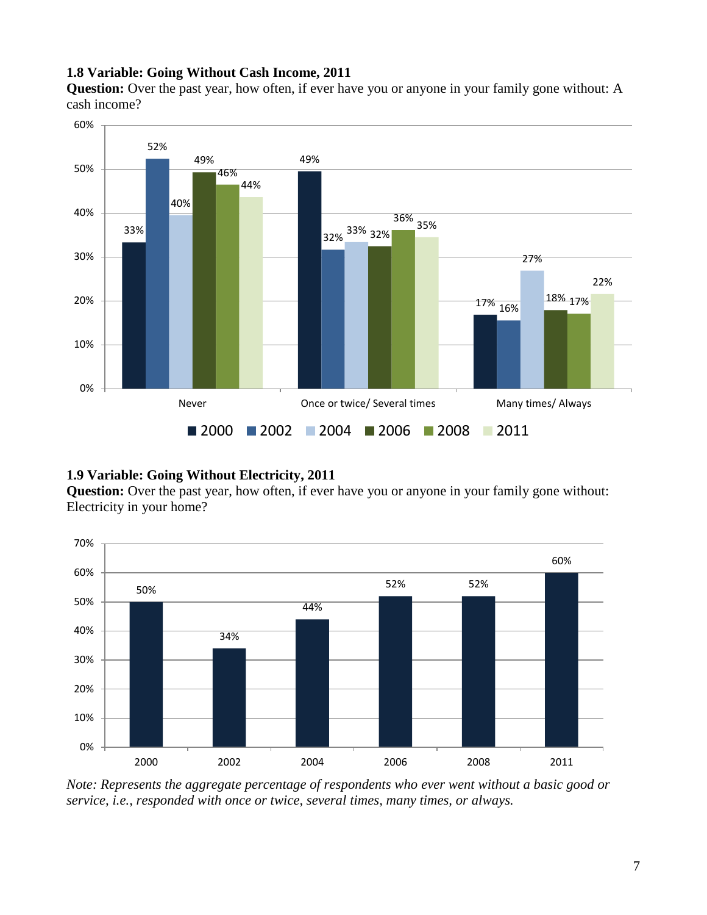**1.8 Variable: Going Without Cash Income, 2011**

**Question:** Over the past year, how often, if ever have you or anyone in your family gone without: A cash income?

| | 2000 | 2002 | 2004 | 2006 | 2008 | 2011 |
|---|---|---|---|---|---|---|
| Never | 33% | 52% | 40% | 49% | 46% | 44% |
| Once or twice/ Several times | 49% | 32% | 33% | 32% | 36% | 35% |
| Many times/ Always | 17% | 16% | 27% | 18% | 17% | 22% |

**1.9 Variable: Going Without Electricity, 2011**

**Question:** Over the past year, how often, if ever have you or anyone in your family gone without: Electricity in your home?

| 2000 | 2002 | 2004 | 2006 | 2008 | 2011 |
|---|---|---|---|---|---|
| 50% | 34% | 44% | 52% | 52% | 60% |

*Note: Represents the aggregate percentage of respondents who ever went without a basic good or service, i.e., responded with once or twice, several times, many times, or always.*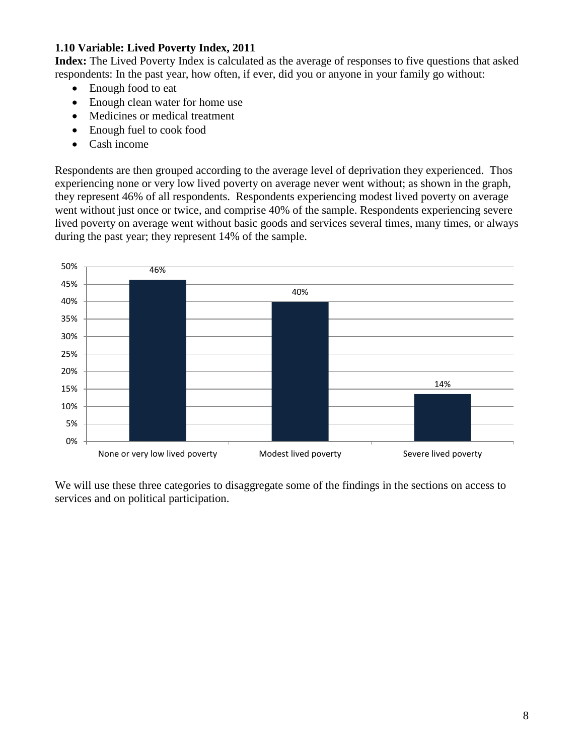**1.10 Variable: Lived Poverty Index, 2011**

**Index:** The Lived Poverty Index is calculated as the average of responses to five questions that asked respondents: In the past year, how often, if ever, did you or anyone in your family go without:

- Enough food to eat
- Enough clean water for home use
- Medicines or medical treatment
- Enough fuel to cook food
- Cash income

Respondents are then grouped according to the average level of deprivation they experienced. Thos experiencing none or very low lived poverty on average never went without; as shown in the graph, they represent 46% of all respondents. Respondents experiencing modest lived poverty on average went without just once or twice, and comprise 40% of the sample. Respondents experiencing severe lived poverty on average went without basic goods and services several times, many times, or always during the past year; they represent 14% of the sample.

| Category | Percent |
|---|---|
| None or very low lived poverty | 46% |
| Modest lived poverty | 40% |
| Severe lived poverty | 14% |

We will use these three categories to disaggregate some of the findings in the sections on access to services and on political participation.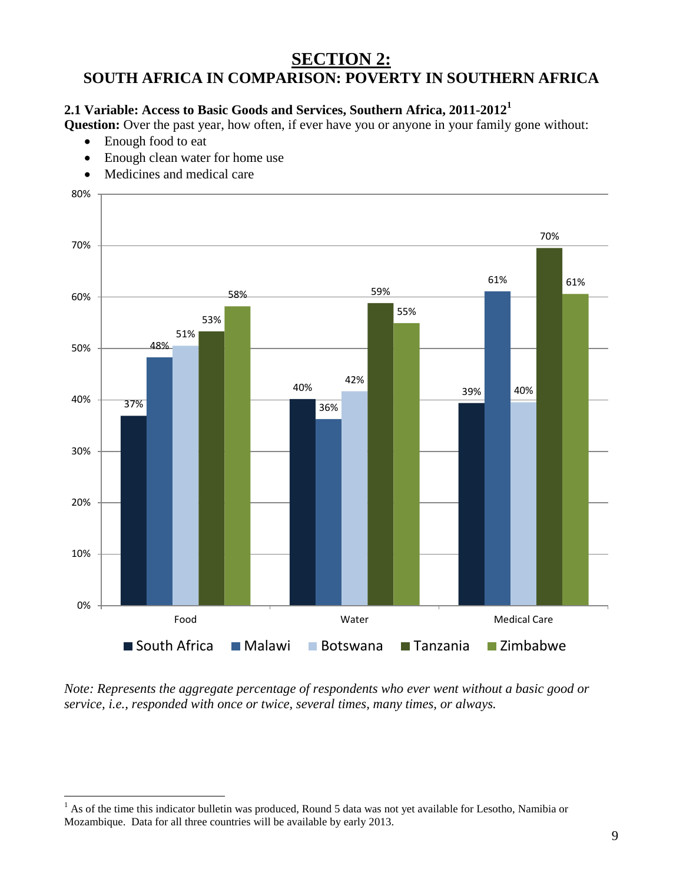# SECTION 2:

## SOUTH AFRICA IN COMPARISON: POVERTY IN SOUTHERN AFRICA

### 2.1 Variable: Access to Basic Goods and Services, Southern Africa, 2011-2012[1]

**Question:** Over the past year, how often, if ever have you or anyone in your family gone without:

- Enough food to eat
- Enough clean water for home use
- Medicines and medical care

| | South Africa | Malawi | Botswana | Tanzania | Zimbabwe |
|---|---|---|---|---|---|
| Food | 37% | 48% | 51% | 53% | 58% |
| Water | 40% | 36% | 42% | 59% | 55% |
| Medical Care | 39% | 61% | 40% | 70% | 61% |

*Note: Represents the aggregate percentage of respondents who ever went without a basic good or service, i.e., responded with once or twice, several times, many times, or always.*

---

[1] As of the time this indicator bulletin was produced, Round 5 data was not yet available for Lesotho, Namibia or Mozambique. Data for all three countries will be available by early 2013.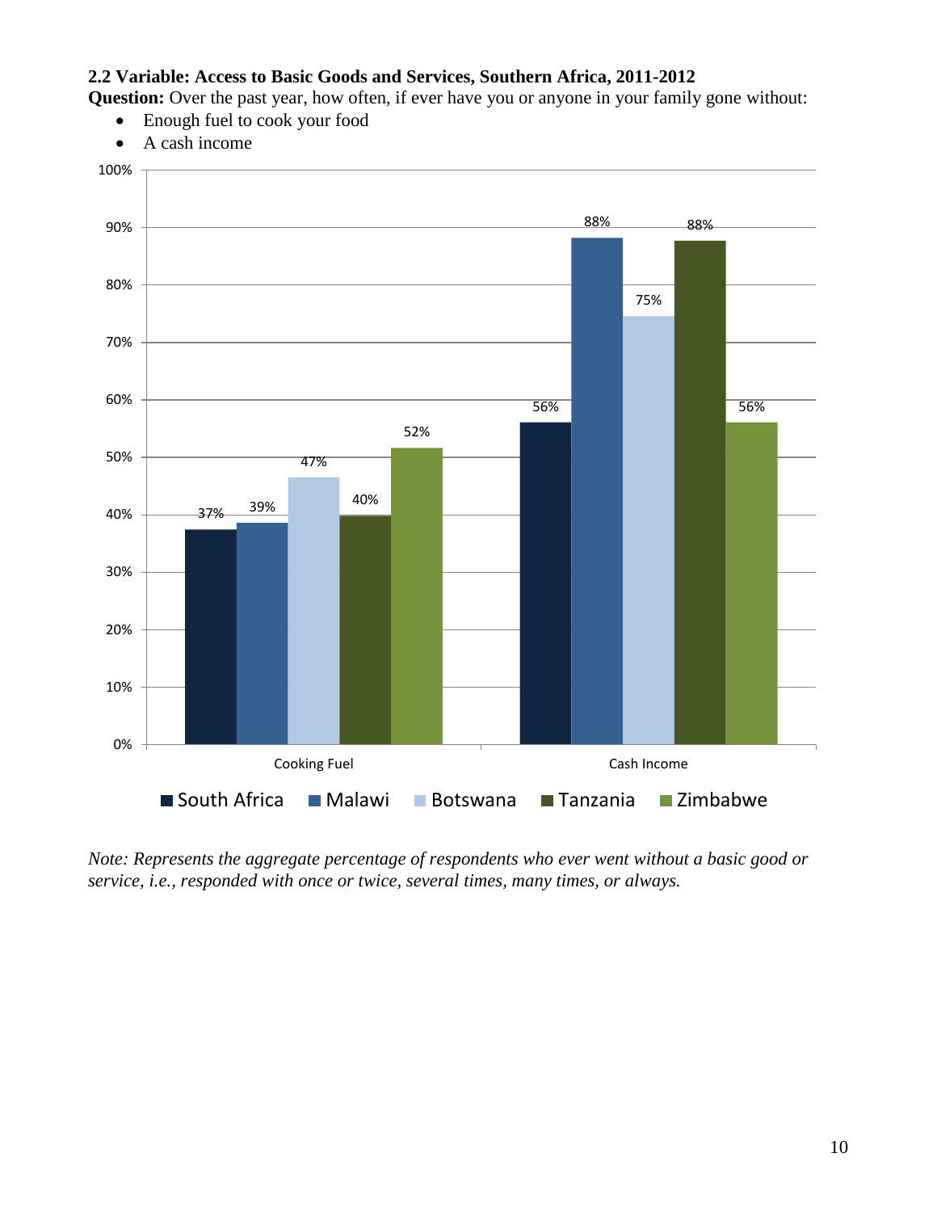**2.2 Variable: Access to Basic Goods and Services, Southern Africa, 2011-2012**

**Question:** Over the past year, how often, if ever have you or anyone in your family gone without:

- Enough fuel to cook your food
- A cash income

| | South Africa | Malawi | Botswana | Tanzania | Zimbabwe |
|---|---|---|---|---|---|
| Cooking Fuel | 37% | 39% | 47% | 40% | 52% |
| Cash Income | 56% | 88% | 75% | 88% | 56% |

*Note: Represents the aggregate percentage of respondents who ever went without a basic good or service, i.e., responded with once or twice, several times, many times, or always.*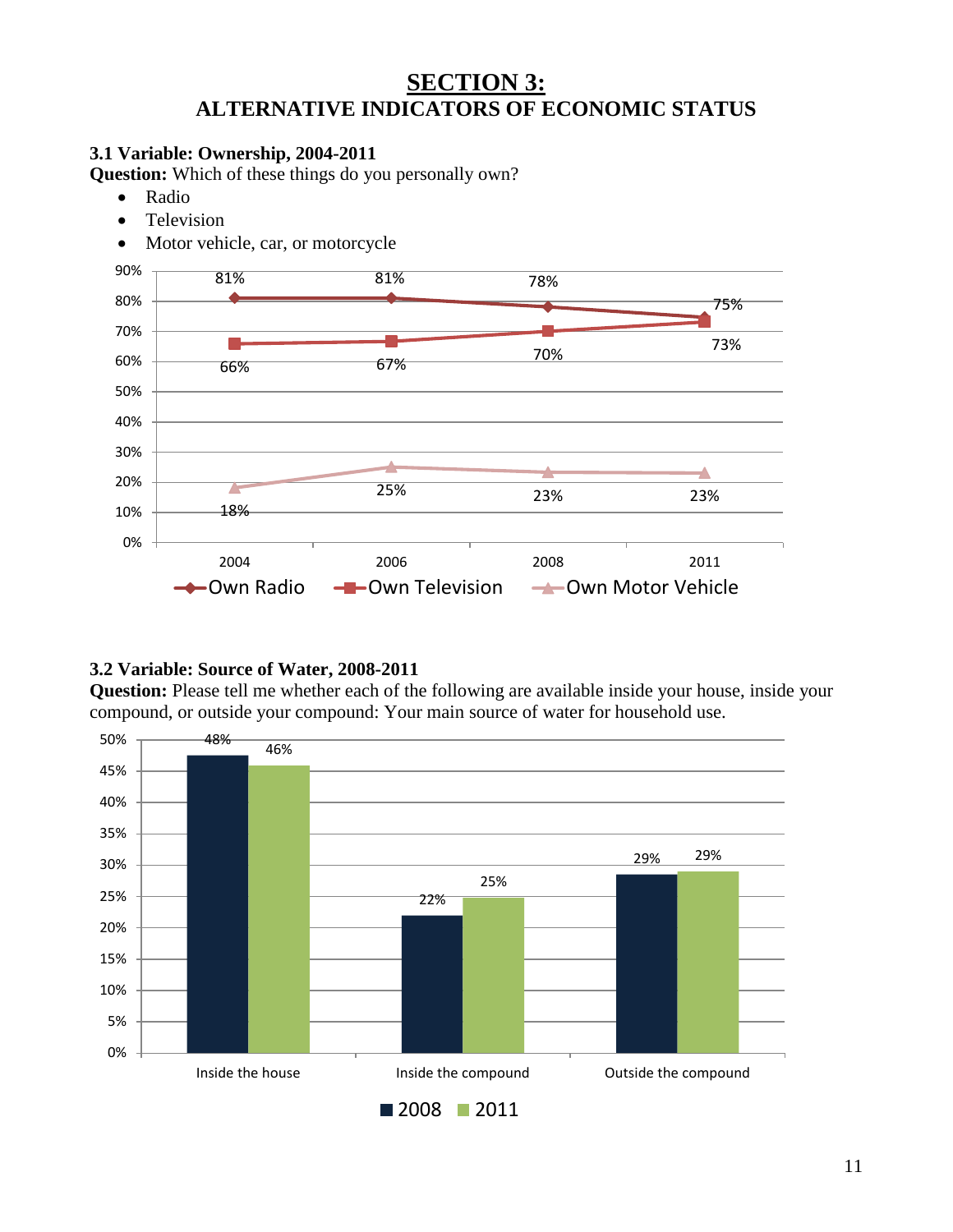# SECTION 3:
## ALTERNATIVE INDICATORS OF ECONOMIC STATUS

### 3.1 Variable: Ownership, 2004-2011

**Question:** Which of these things do you personally own?

- Radio
- Television
- Motor vehicle, car, or motorcycle

| | 2004 | 2006 | 2008 | 2011 |
|---|---|---|---|---|
| Own Radio | 81% | 81% | 78% | 75% |
| Own Television | 66% | 67% | 70% | 73% |
| Own Motor Vehicle | 18% | 25% | 23% | 23% |

### 3.2 Variable: Source of Water, 2008-2011

**Question:** Please tell me whether each of the following are available inside your house, inside your compound, or outside your compound: Your main source of water for household use.

| | 2008 | 2011 |
|---|---|---|
| Inside the house | 48% | 46% |
| Inside the compound | 22% | 25% |
| Outside the compound | 29% | 29% |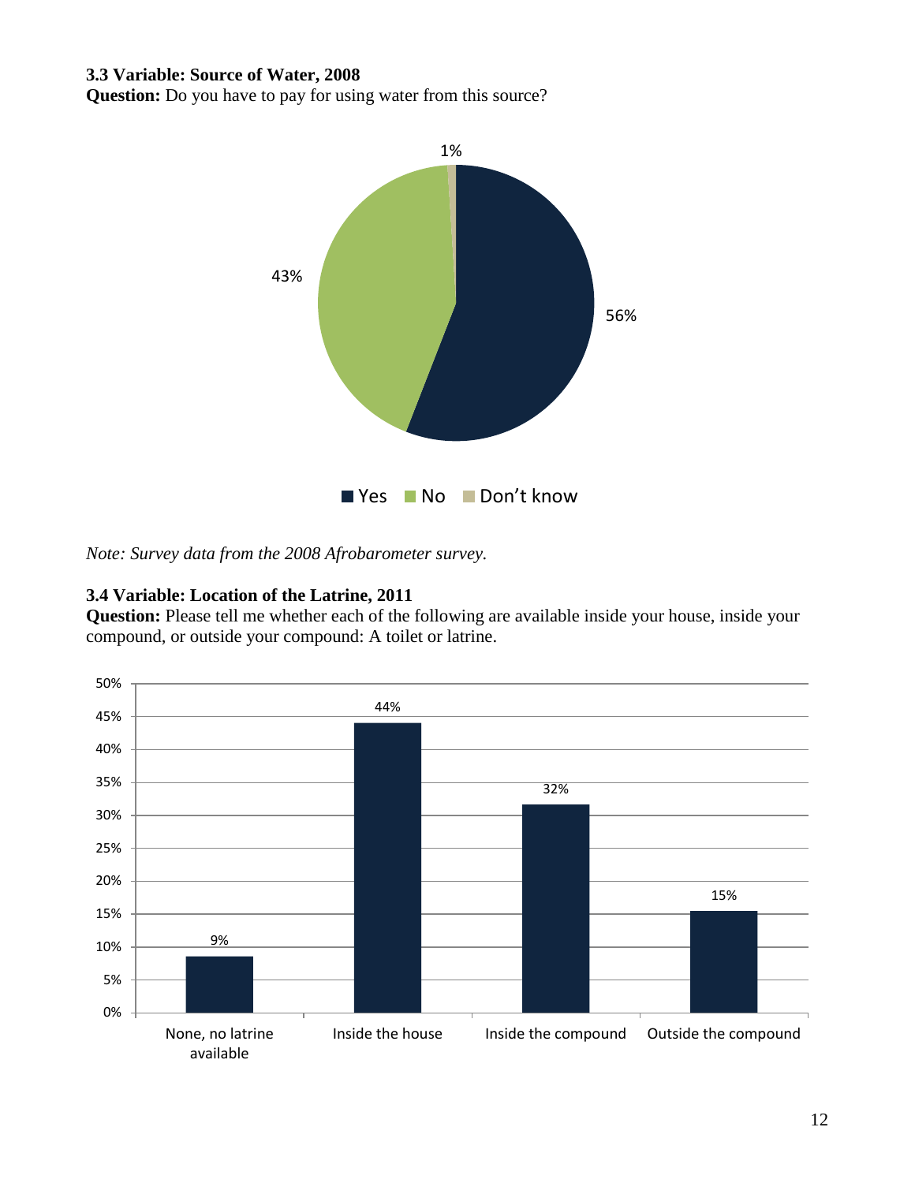**3.3 Variable: Source of Water, 2008**

**Question:** Do you have to pay for using water from this source?

| Response | Percentage |
|---|---|
| Yes | 56% |
| No | 43% |
| Don't know | 1% |

*Note: Survey data from the 2008 Afrobarometer survey.*

**3.4 Variable: Location of the Latrine, 2011**

**Question:** Please tell me whether each of the following are available inside your house, inside your compound, or outside your compound: A toilet or latrine.

| Location | Percentage |
|---|---|
| None, no latrine available | 9% |
| Inside the house | 44% |
| Inside the compound | 32% |
| Outside the compound | 15% |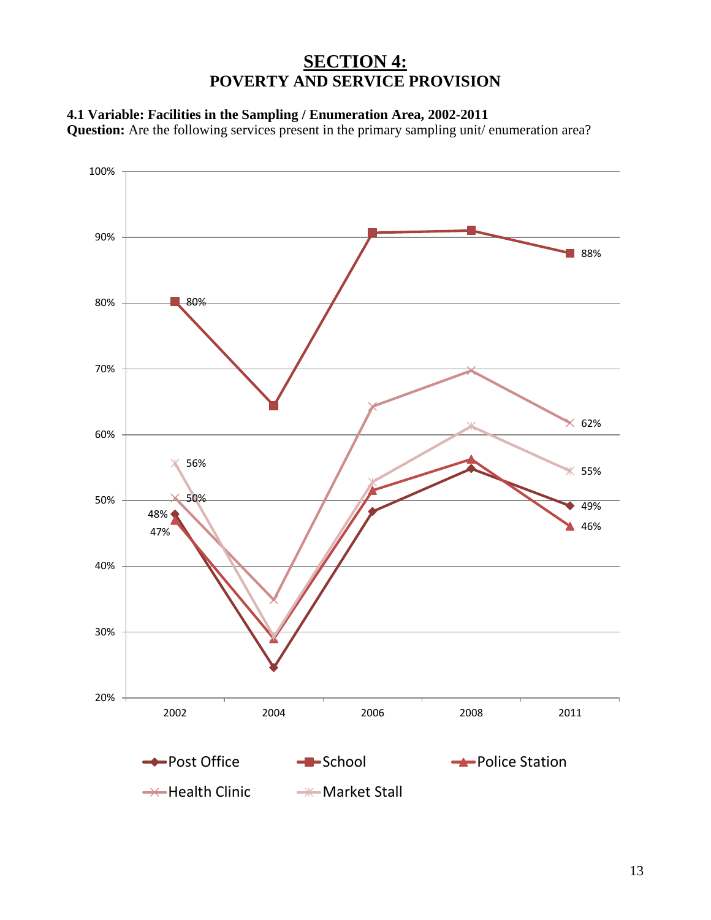# SECTION 4:
# POVERTY AND SERVICE PROVISION

**4.1 Variable: Facilities in the Sampling / Enumeration Area, 2002-2011**
**Question:** Are the following services present in the primary sampling unit/ enumeration area?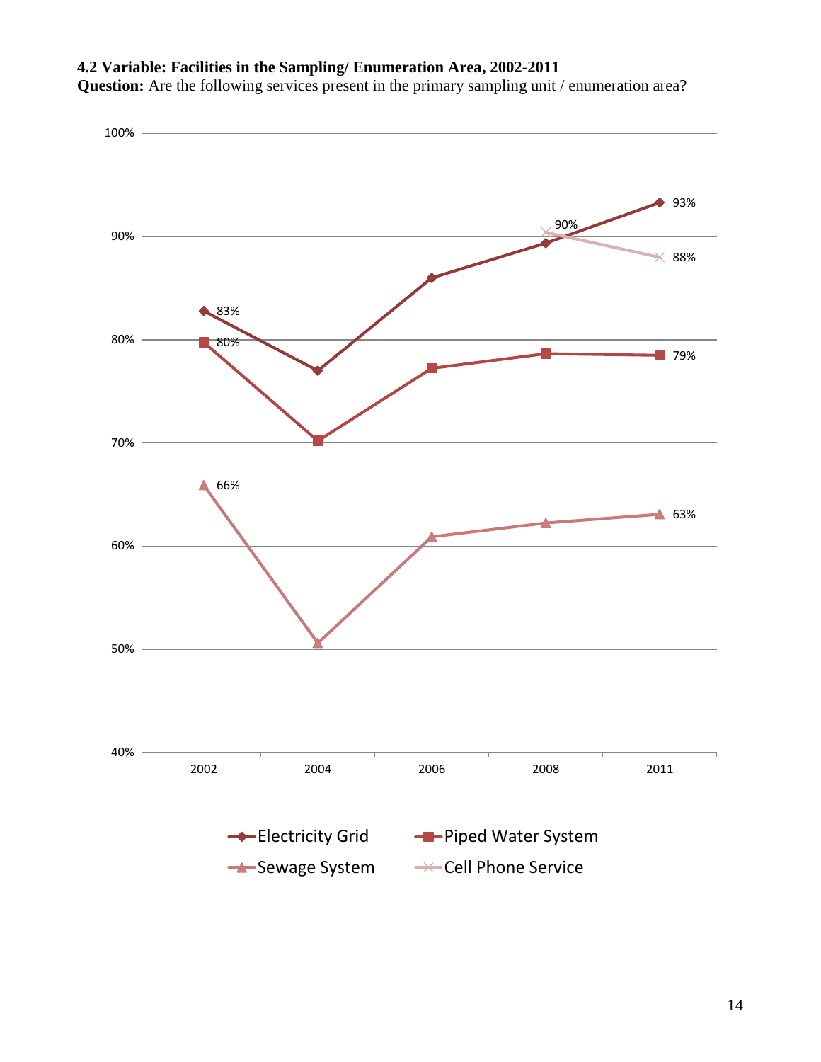**4.2 Variable: Facilities in the Sampling/ Enumeration Area, 2002-2011**

**Question:** Are the following services present in the primary sampling unit / enumeration area?

100%

90%

80%

70%

60%

50%

40%

93%

90%

88%

83%

80%

79%

66%

63%

2002 2004 2006 2008 2011

Electricity Grid

Piped Water System

Sewage System

Cell Phone Service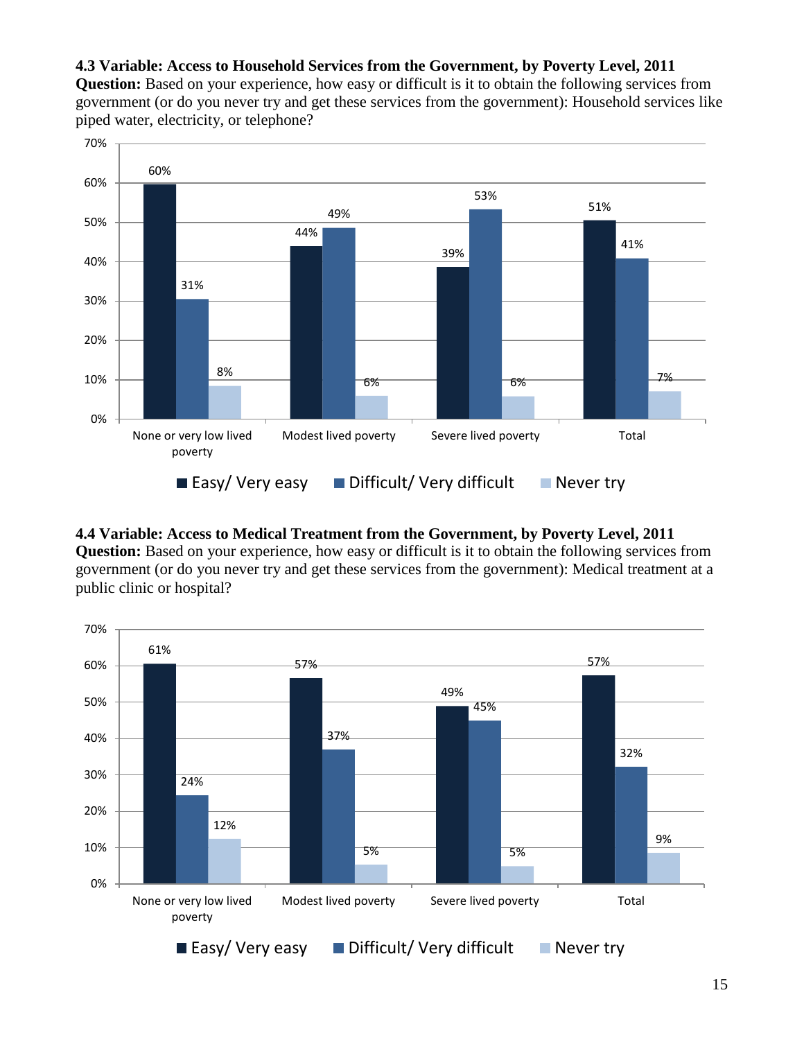**4.3 Variable: Access to Household Services from the Government, by Poverty Level, 2011**

**Question:** Based on your experience, how easy or difficult is it to obtain the following services from government (or do you never try and get these services from the government): Household services like piped water, electricity, or telephone?

| | None or very low lived poverty | Modest lived poverty | Severe lived poverty | Total |
|---|---|---|---|---|
| Easy/ Very easy | 60% | 44% | 39% | 51% |
| Difficult/ Very difficult | 31% | 49% | 53% | 41% |
| Never try | 8% | 6% | 6% | 7% |

**4.4 Variable: Access to Medical Treatment from the Government, by Poverty Level, 2011**

**Question:** Based on your experience, how easy or difficult is it to obtain the following services from government (or do you never try and get these services from the government): Medical treatment at a public clinic or hospital?

| | None or very low lived poverty | Modest lived poverty | Severe lived poverty | Total |
|---|---|---|---|---|
| Easy/ Very easy | 61% | 57% | 49% | 57% |
| Difficult/ Very difficult | 24% | 37% | 45% | 32% |
| Never try | 12% | 5% | 5% | 9% |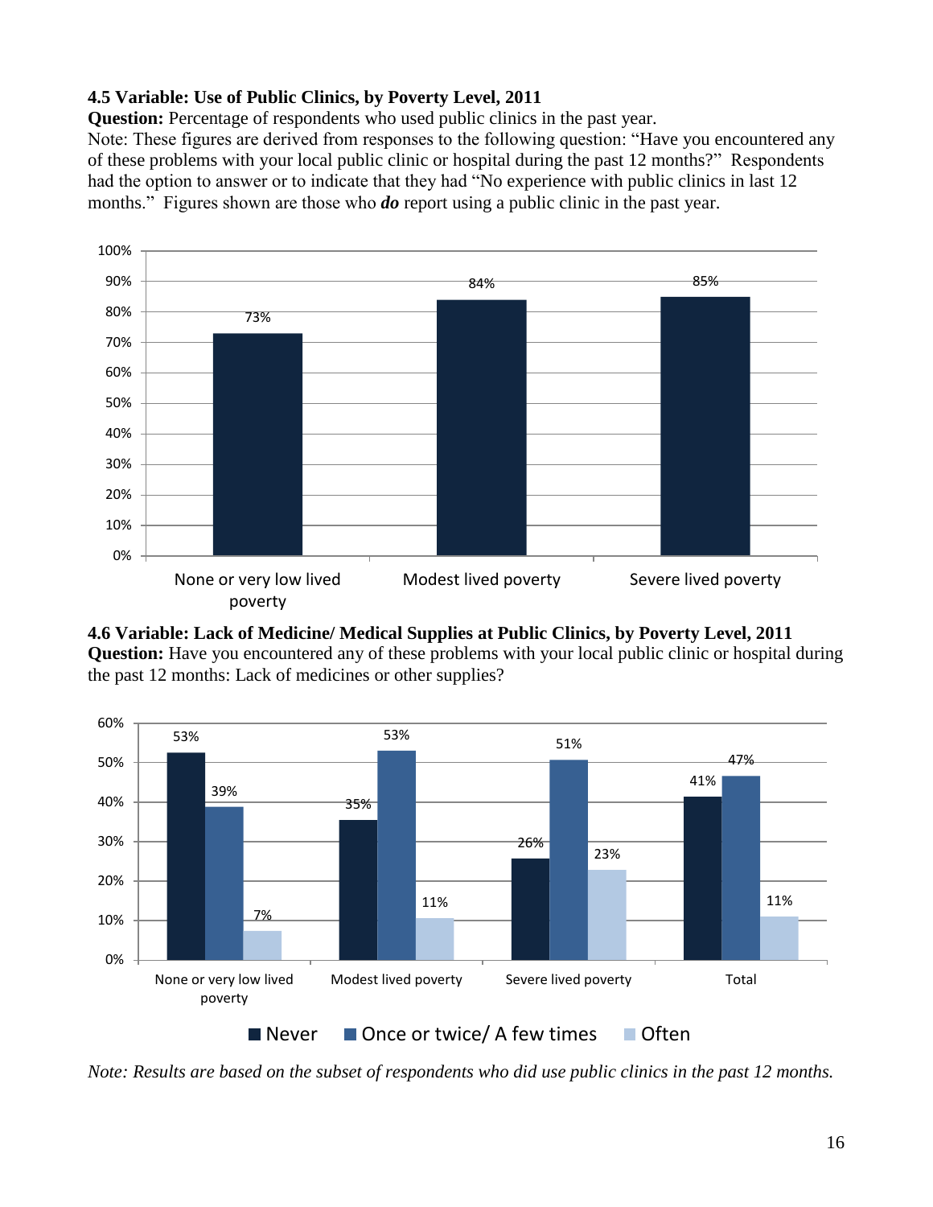**4.5 Variable: Use of Public Clinics, by Poverty Level, 2011**

**Question:** Percentage of respondents who used public clinics in the past year.

Note: These figures are derived from responses to the following question: "Have you encountered any of these problems with your local public clinic or hospital during the past 12 months?" Respondents had the option to answer or to indicate that they had "No experience with public clinics in last 12 months." Figures shown are those who ***do*** report using a public clinic in the past year.

| | None or very low lived poverty | Modest lived poverty | Severe lived poverty |
|---|---|---|---|
| Used public clinic | 73% | 84% | 85% |

**4.6 Variable: Lack of Medicine/ Medical Supplies at Public Clinics, by Poverty Level, 2011**

**Question:** Have you encountered any of these problems with your local public clinic or hospital during the past 12 months: Lack of medicines or other supplies?

| | None or very low lived poverty | Modest lived poverty | Severe lived poverty | Total |
|---|---|---|---|---|
| Never | 53% | 35% | 26% | 41% |
| Once or twice/ A few times | 39% | 53% | 51% | 47% |
| Often | 7% | 11% | 23% | 11% |

*Note: Results are based on the subset of respondents who did use public clinics in the past 12 months.*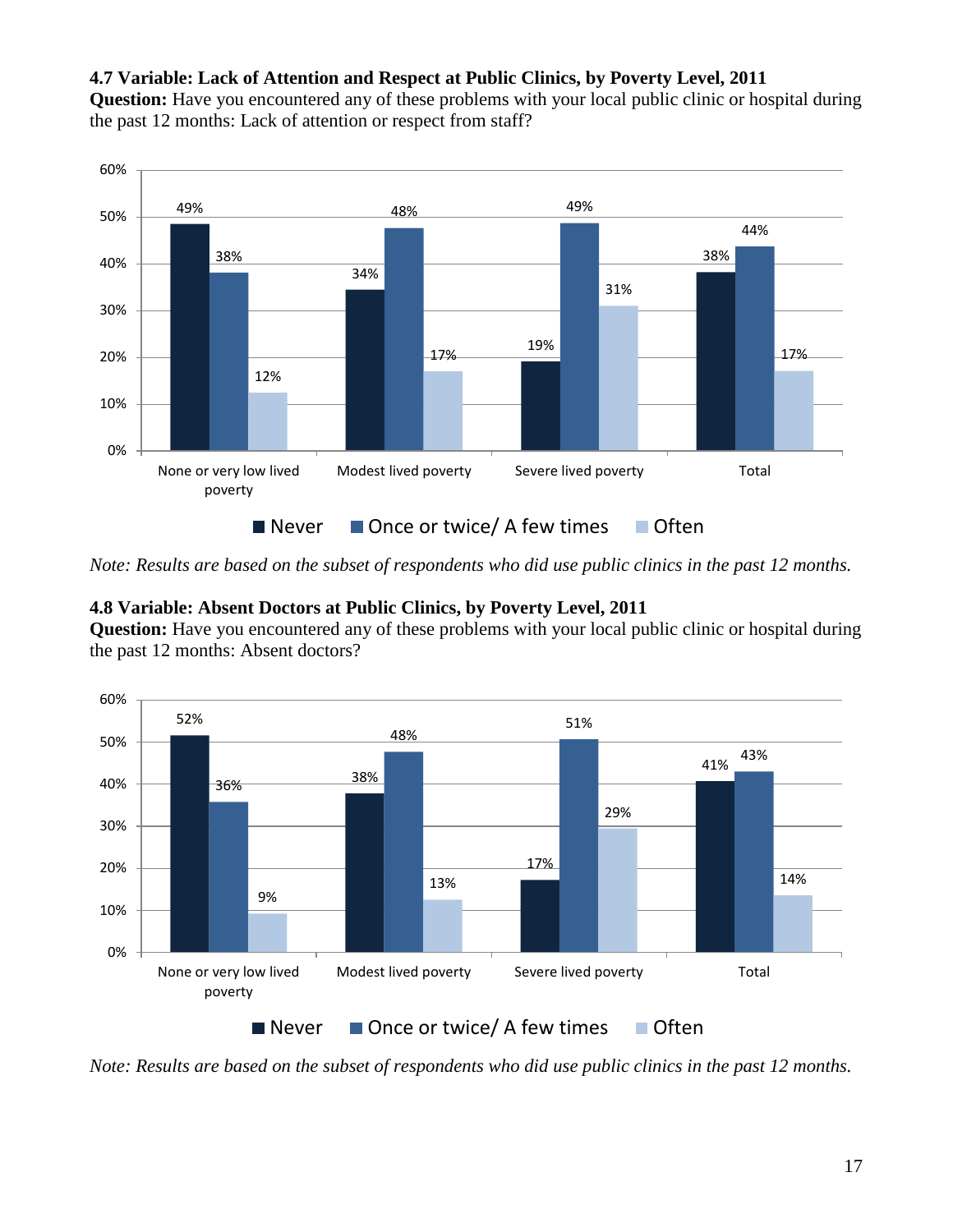**4.7 Variable: Lack of Attention and Respect at Public Clinics, by Poverty Level, 2011**

**Question:** Have you encountered any of these problems with your local public clinic or hospital during the past 12 months: Lack of attention or respect from staff?

| | Never | Once or twice/ A few times | Often |
|---|---|---|---|
| None or very low lived poverty | 49% | 38% | 12% |
| Modest lived poverty | 34% | 48% | 17% |
| Severe lived poverty | 19% | 49% | 31% |
| Total | 38% | 44% | 17% |

*Note: Results are based on the subset of respondents who did use public clinics in the past 12 months.*

**4.8 Variable: Absent Doctors at Public Clinics, by Poverty Level, 2011**

**Question:** Have you encountered any of these problems with your local public clinic or hospital during the past 12 months: Absent doctors?

| | Never | Once or twice/ A few times | Often |
|---|---|---|---|
| None or very low lived poverty | 52% | 36% | 9% |
| Modest lived poverty | 38% | 48% | 13% |
| Severe lived poverty | 17% | 51% | 29% |
| Total | 41% | 43% | 14% |

*Note: Results are based on the subset of respondents who did use public clinics in the past 12 months.*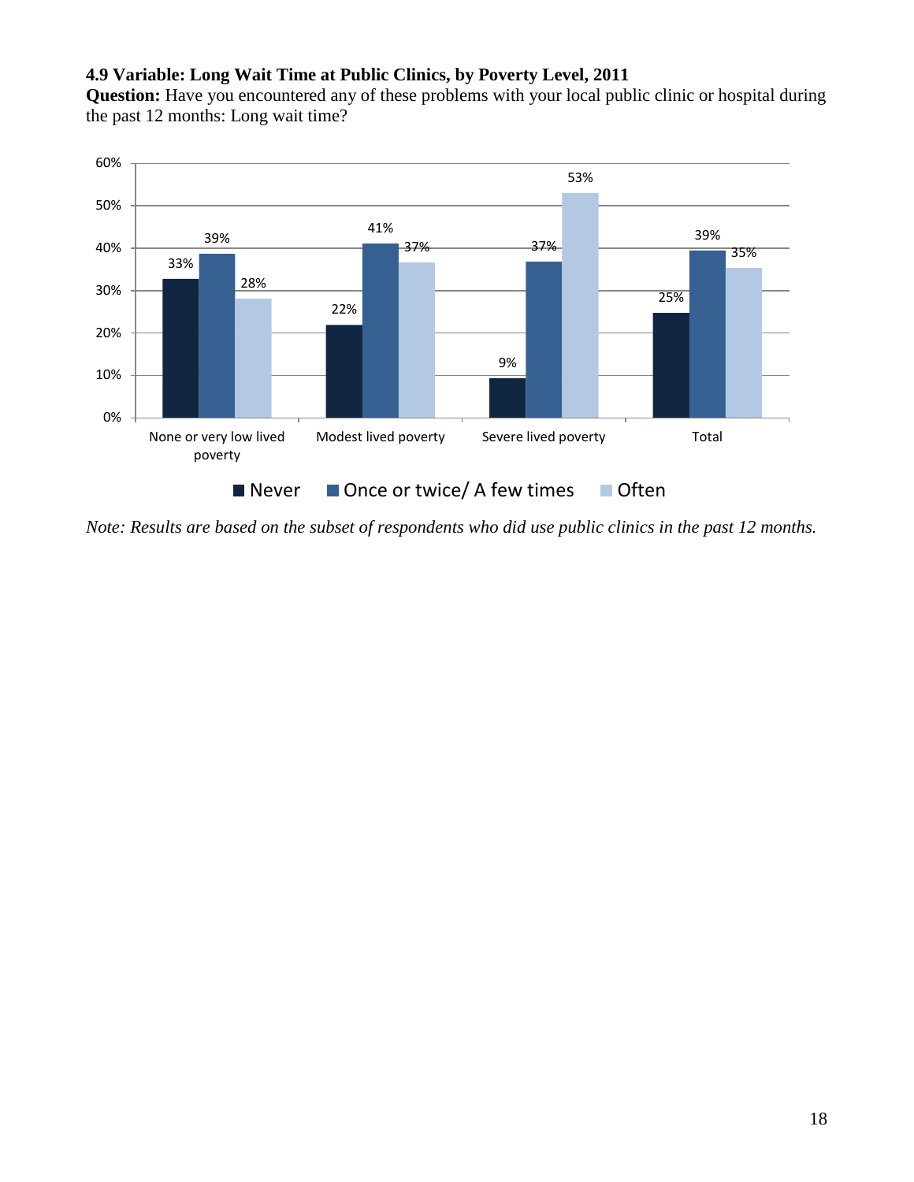**4.9 Variable: Long Wait Time at Public Clinics, by Poverty Level, 2011**

**Question:** Have you encountered any of these problems with your local public clinic or hospital during the past 12 months: Long wait time?

| | Never | Once or twice/ A few times | Often |
|---|---|---|---|
| None or very low lived poverty | 33% | 39% | 28% |
| Modest lived poverty | 22% | 41% | 37% |
| Severe lived poverty | 9% | 37% | 53% |
| Total | 25% | 39% | 35% |

*Note: Results are based on the subset of respondents who did use public clinics in the past 12 months.*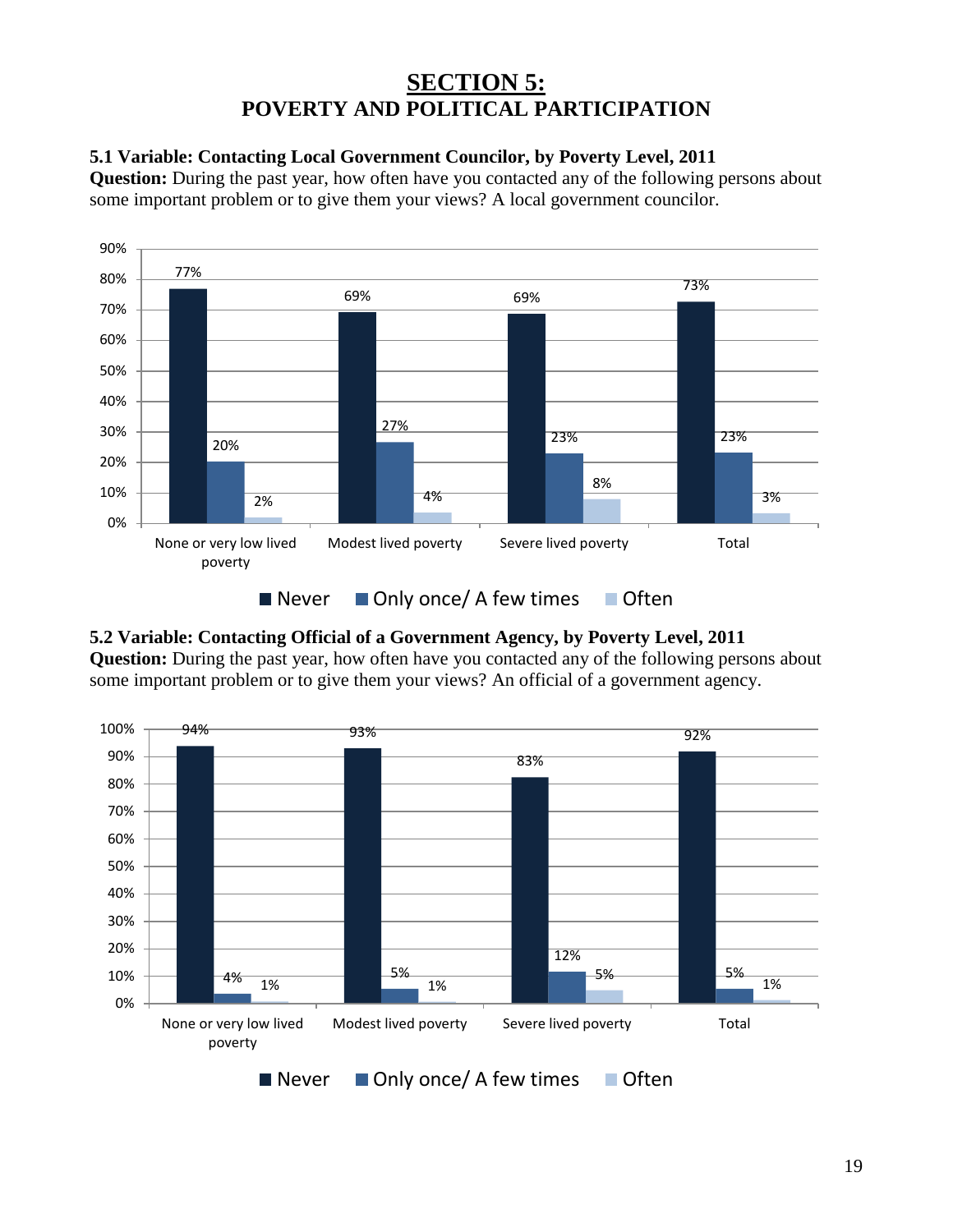# SECTION 5:
## POVERTY AND POLITICAL PARTICIPATION

### 5.1 Variable: Contacting Local Government Councilor, by Poverty Level, 2011

**Question:** During the past year, how often have you contacted any of the following persons about some important problem or to give them your views? A local government councilor.

| | Never | Only once/ A few times | Often |
|---|---|---|---|
| None or very low lived poverty | 77% | 20% | 2% |
| Modest lived poverty | 69% | 27% | 4% |
| Severe lived poverty | 69% | 23% | 8% |
| Total | 73% | 23% | 3% |

### 5.2 Variable: Contacting Official of a Government Agency, by Poverty Level, 2011

**Question:** During the past year, how often have you contacted any of the following persons about some important problem or to give them your views? An official of a government agency.

| | Never | Only once/ A few times | Often |
|---|---|---|---|
| None or very low lived poverty | 94% | 4% | 1% |
| Modest lived poverty | 93% | 5% | 1% |
| Severe lived poverty | 83% | 12% | 5% |
| Total | 92% | 5% | 1% |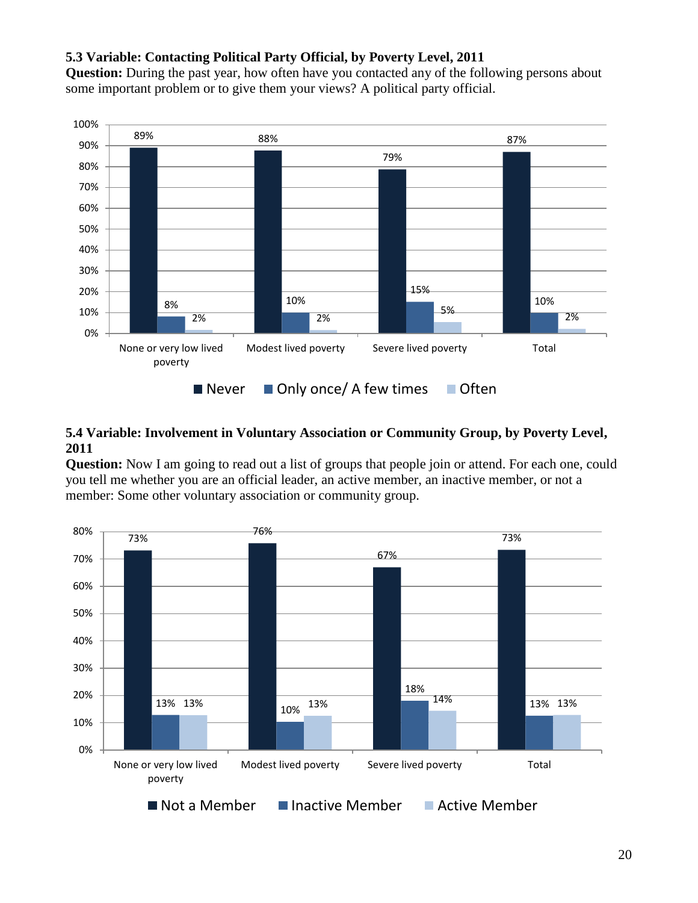**5.3 Variable: Contacting Political Party Official, by Poverty Level, 2011**

**Question:** During the past year, how often have you contacted any of the following persons about some important problem or to give them your views? A political party official.

| | Never | Only once/ A few times | Often |
|---|---|---|---|
| None or very low lived poverty | 89% | 8% | 2% |
| Modest lived poverty | 88% | 10% | 2% |
| Severe lived poverty | 79% | 15% | 5% |
| Total | 87% | 10% | 2% |

**5.4 Variable: Involvement in Voluntary Association or Community Group, by Poverty Level, 2011**

**Question:** Now I am going to read out a list of groups that people join or attend. For each one, could you tell me whether you are an official leader, an active member, an inactive member, or not a member: Some other voluntary association or community group.

| | Not a Member | Inactive Member | Active Member |
|---|---|---|---|
| None or very low lived poverty | 73% | 13% | 13% |
| Modest lived poverty | 76% | 10% | 13% |
| Severe lived poverty | 67% | 18% | 14% |
| Total | 73% | 13% | 13% |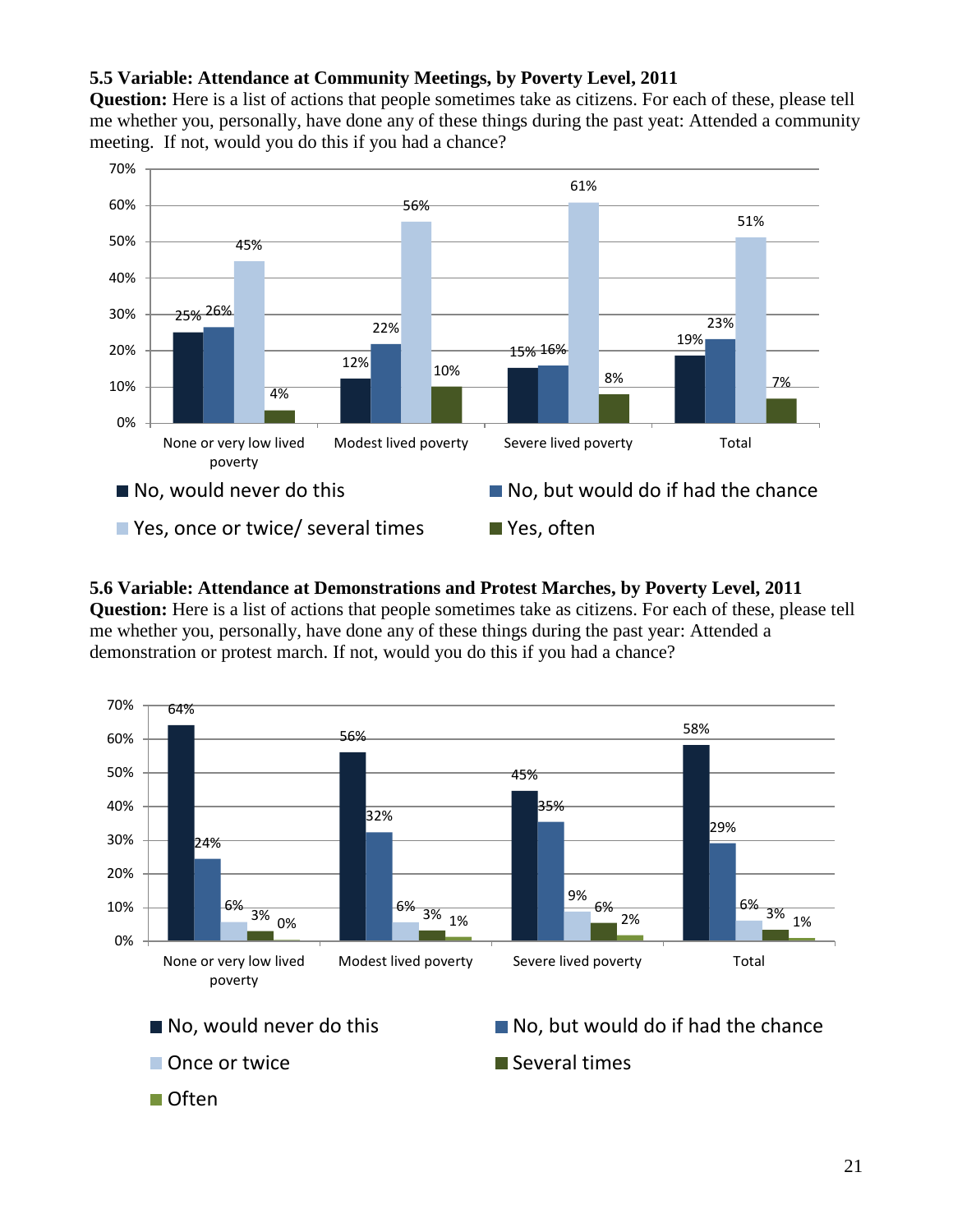**5.5 Variable: Attendance at Community Meetings, by Poverty Level, 2011**

**Question:** Here is a list of actions that people sometimes take as citizens. For each of these, please tell me whether you, personally, have done any of these things during the past yeat: Attended a community meeting. If not, would you do this if you had a chance?

| | None or very low lived poverty | Modest lived poverty | Severe lived poverty | Total |
|---|---|---|---|---|
| No, would never do this | 25% | 12% | 15% | 19% |
| No, but would do if had the chance | 26% | 22% | 16% | 23% |
| Yes, once or twice/ several times | 45% | 56% | 61% | 51% |
| Yes, often | 4% | 10% | 8% | 7% |

**5.6 Variable: Attendance at Demonstrations and Protest Marches, by Poverty Level, 2011**

**Question:** Here is a list of actions that people sometimes take as citizens. For each of these, please tell me whether you, personally, have done any of these things during the past year: Attended a demonstration or protest march. If not, would you do this if you had a chance?

| | None or very low lived poverty | Modest lived poverty | Severe lived poverty | Total |
|---|---|---|---|---|
| No, would never do this | 64% | 56% | 45% | 58% |
| No, but would do if had the chance | 24% | 32% | 35% | 29% |
| Once or twice | 6% | 6% | 9% | 6% |
| Several times | 3% | 3% | 6% | 3% |
| Often | 0% | 1% | 2% | 1% |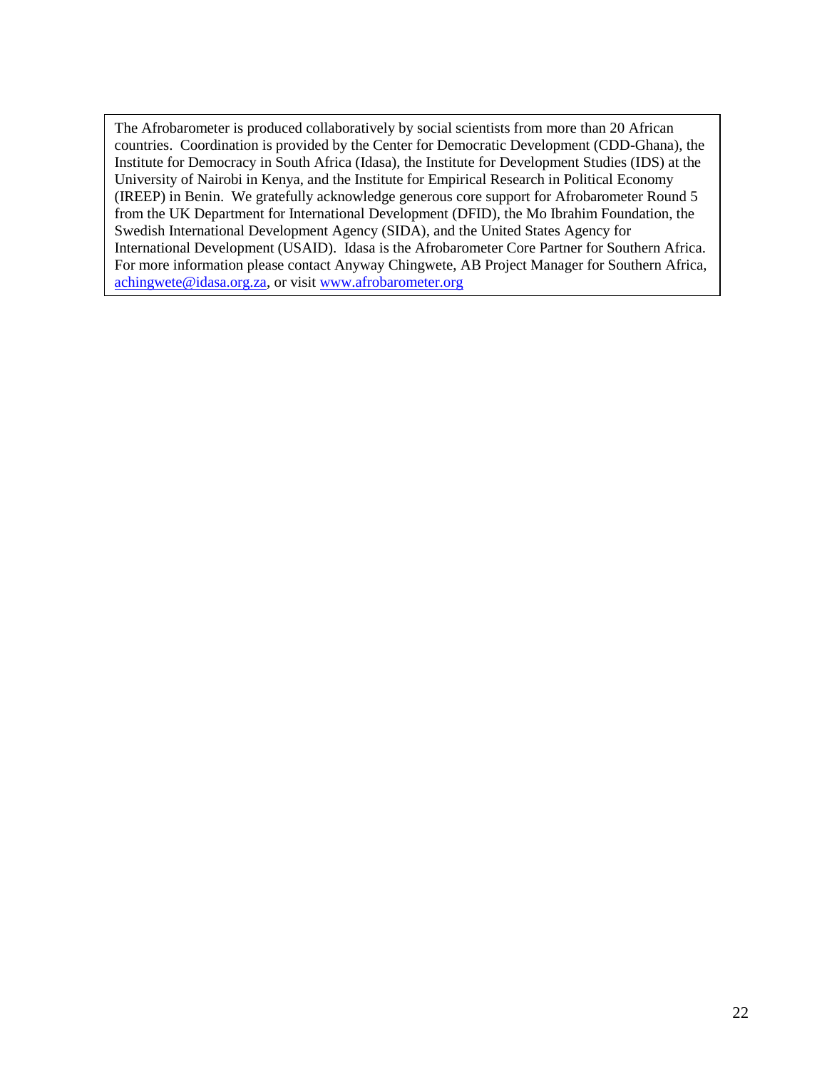The Afrobarometer is produced collaboratively by social scientists from more than 20 African countries. Coordination is provided by the Center for Democratic Development (CDD-Ghana), the Institute for Democracy in South Africa (Idasa), the Institute for Development Studies (IDS) at the University of Nairobi in Kenya, and the Institute for Empirical Research in Political Economy (IREEP) in Benin. We gratefully acknowledge generous core support for Afrobarometer Round 5 from the UK Department for International Development (DFID), the Mo Ibrahim Foundation, the Swedish International Development Agency (SIDA), and the United States Agency for International Development (USAID). Idasa is the Afrobarometer Core Partner for Southern Africa. For more information please contact Anyway Chingwete, AB Project Manager for Southern Africa, achingwete@idasa.org.za, or visit www.afrobarometer.org